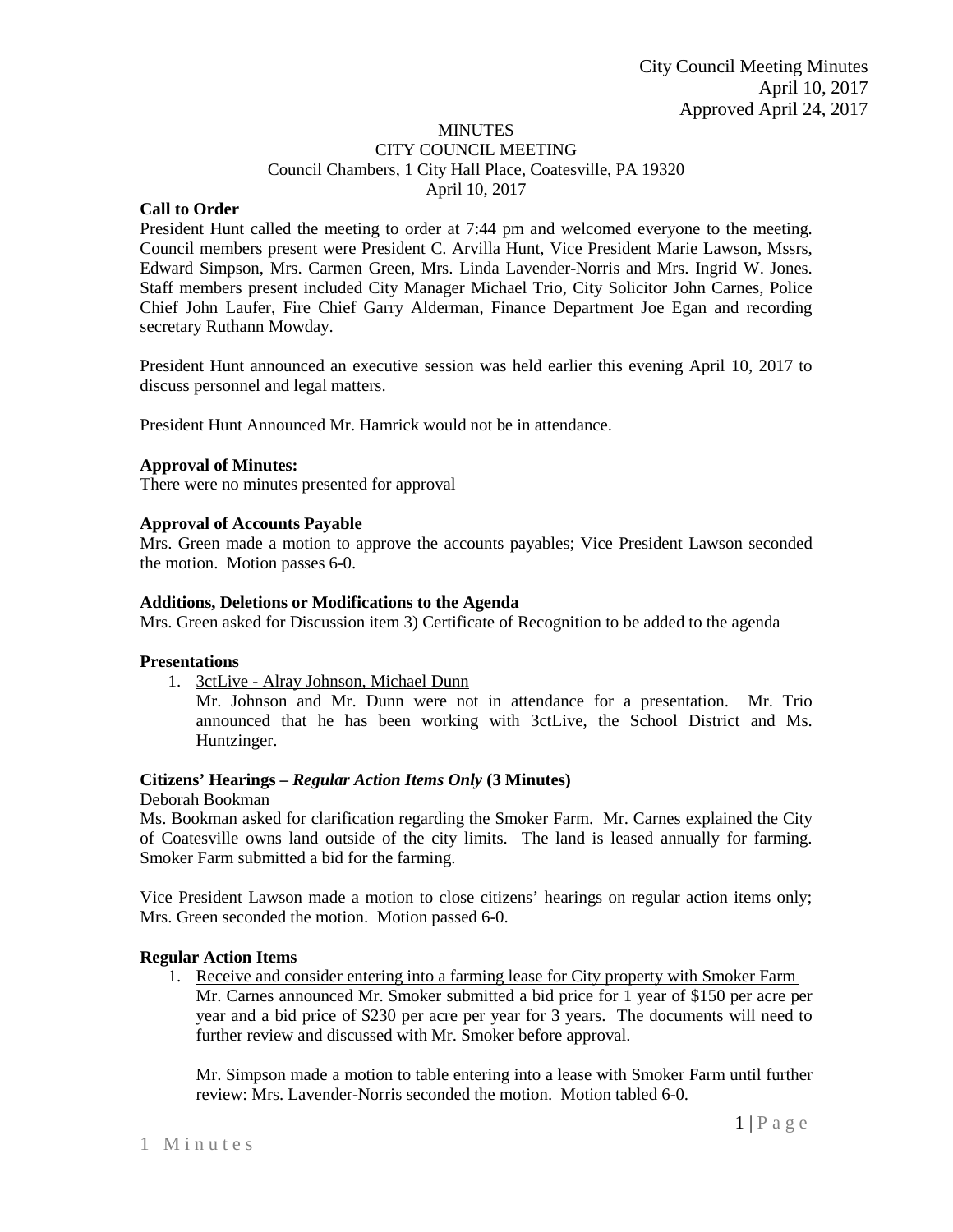City Council Meeting Minutes
April 10, 2017
Approved April 24, 2017

# MINUTES
## CITY COUNCIL MEETING
Council Chambers, 1 City Hall Place, Coatesville, PA 19320
April 10, 2017

**Call to Order**

President Hunt called the meeting to order at 7:44 pm and welcomed everyone to the meeting. Council members present were President C. Arvilla Hunt, Vice President Marie Lawson, Mssrs, Edward Simpson, Mrs. Carmen Green, Mrs. Linda Lavender-Norris and Mrs. Ingrid W. Jones. Staff members present included City Manager Michael Trio, City Solicitor John Carnes, Police Chief John Laufer, Fire Chief Garry Alderman, Finance Department Joe Egan and recording secretary Ruthann Mowday.

President Hunt announced an executive session was held earlier this evening April 10, 2017 to discuss personnel and legal matters.

President Hunt Announced Mr. Hamrick would not be in attendance.

**Approval of Minutes:**

There were no minutes presented for approval

**Approval of Accounts Payable**

Mrs. Green made a motion to approve the accounts payables; Vice President Lawson seconded the motion. Motion passes 6-0.

**Additions, Deletions or Modifications to the Agenda**

Mrs. Green asked for Discussion item 3) Certificate of Recognition to be added to the agenda

**Presentations**

1. 3ctLive - Alray Johnson, Michael Dunn

   Mr. Johnson and Mr. Dunn were not in attendance for a presentation. Mr. Trio announced that he has been working with 3ctLive, the School District and Ms. Huntzinger.

**Citizens' Hearings –** ***Regular Action Items Only*** **(3 Minutes)**

Deborah Bookman

Ms. Bookman asked for clarification regarding the Smoker Farm. Mr. Carnes explained the City of Coatesville owns land outside of the city limits. The land is leased annually for farming. Smoker Farm submitted a bid for the farming.

Vice President Lawson made a motion to close citizens' hearings on regular action items only; Mrs. Green seconded the motion. Motion passed 6-0.

**Regular Action Items**

1. Receive and consider entering into a farming lease for City property with Smoker Farm

   Mr. Carnes announced Mr. Smoker submitted a bid price for 1 year of $150 per acre per year and a bid price of $230 per acre per year for 3 years. The documents will need to further review and discussed with Mr. Smoker before approval.

   Mr. Simpson made a motion to table entering into a lease with Smoker Farm until further review: Mrs. Lavender-Norris seconded the motion. Motion tabled 6-0.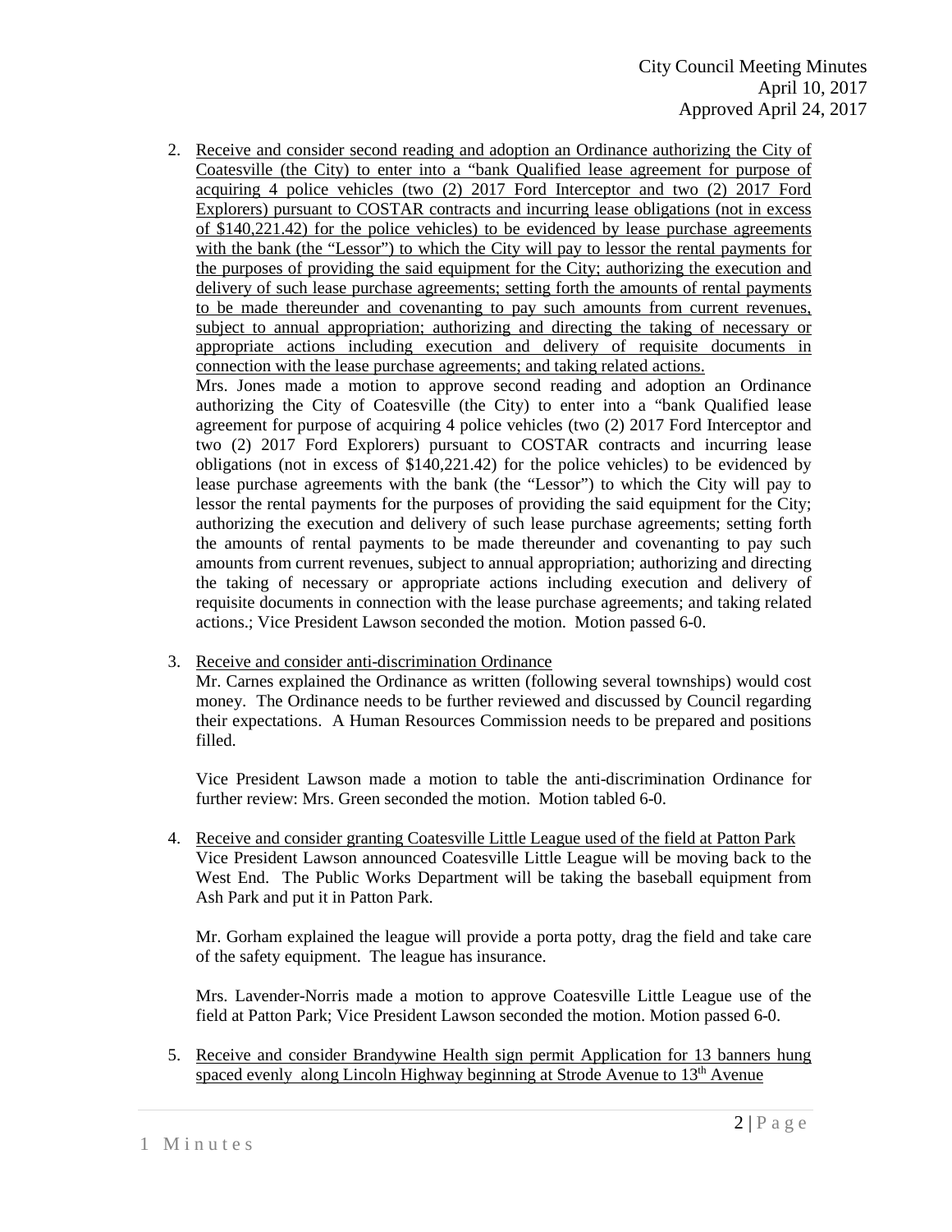2. <u>Receive and consider second reading and adoption an Ordinance authorizing the City of Coatesville (the City) to enter into a "bank Qualified lease agreement for purpose of acquiring 4 police vehicles (two (2) 2017 Ford Interceptor and two (2) 2017 Ford Explorers) pursuant to COSTAR contracts and incurring lease obligations (not in excess of $140,221.42) for the police vehicles) to be evidenced by lease purchase agreements with the bank (the "Lessor") to which the City will pay to lessor the rental payments for the purposes of providing the said equipment for the City; authorizing the execution and delivery of such lease purchase agreements; setting forth the amounts of rental payments to be made thereunder and covenanting to pay such amounts from current revenues, subject to annual appropriation; authorizing and directing the taking of necessary or appropriate actions including execution and delivery of requisite documents in connection with the lease purchase agreements; and taking related actions.</u>

   Mrs. Jones made a motion to approve second reading and adoption an Ordinance authorizing the City of Coatesville (the City) to enter into a "bank Qualified lease agreement for purpose of acquiring 4 police vehicles (two (2) 2017 Ford Interceptor and two (2) 2017 Ford Explorers) pursuant to COSTAR contracts and incurring lease obligations (not in excess of $140,221.42) for the police vehicles) to be evidenced by lease purchase agreements with the bank (the "Lessor") to which the City will pay to lessor the rental payments for the purposes of providing the said equipment for the City; authorizing the execution and delivery of such lease purchase agreements; setting forth the amounts of rental payments to be made thereunder and covenanting to pay such amounts from current revenues, subject to annual appropriation; authorizing and directing the taking of necessary or appropriate actions including execution and delivery of requisite documents in connection with the lease purchase agreements; and taking related actions.; Vice President Lawson seconded the motion. Motion passed 6-0.

3. <u>Receive and consider anti-discrimination Ordinance</u>

   Mr. Carnes explained the Ordinance as written (following several townships) would cost money. The Ordinance needs to be further reviewed and discussed by Council regarding their expectations. A Human Resources Commission needs to be prepared and positions filled.

   Vice President Lawson made a motion to table the anti-discrimination Ordinance for further review: Mrs. Green seconded the motion. Motion tabled 6-0.

4. <u>Receive and consider granting Coatesville Little League used of the field at Patton Park</u>

   Vice President Lawson announced Coatesville Little League will be moving back to the West End. The Public Works Department will be taking the baseball equipment from Ash Park and put it in Patton Park.

   Mr. Gorham explained the league will provide a porta potty, drag the field and take care of the safety equipment. The league has insurance.

   Mrs. Lavender-Norris made a motion to approve Coatesville Little League use of the field at Patton Park; Vice President Lawson seconded the motion. Motion passed 6-0.

5. <u>Receive and consider Brandywine Health sign permit Application for 13 banners hung spaced evenly along Lincoln Highway beginning at Strode Avenue to 13th Avenue</u>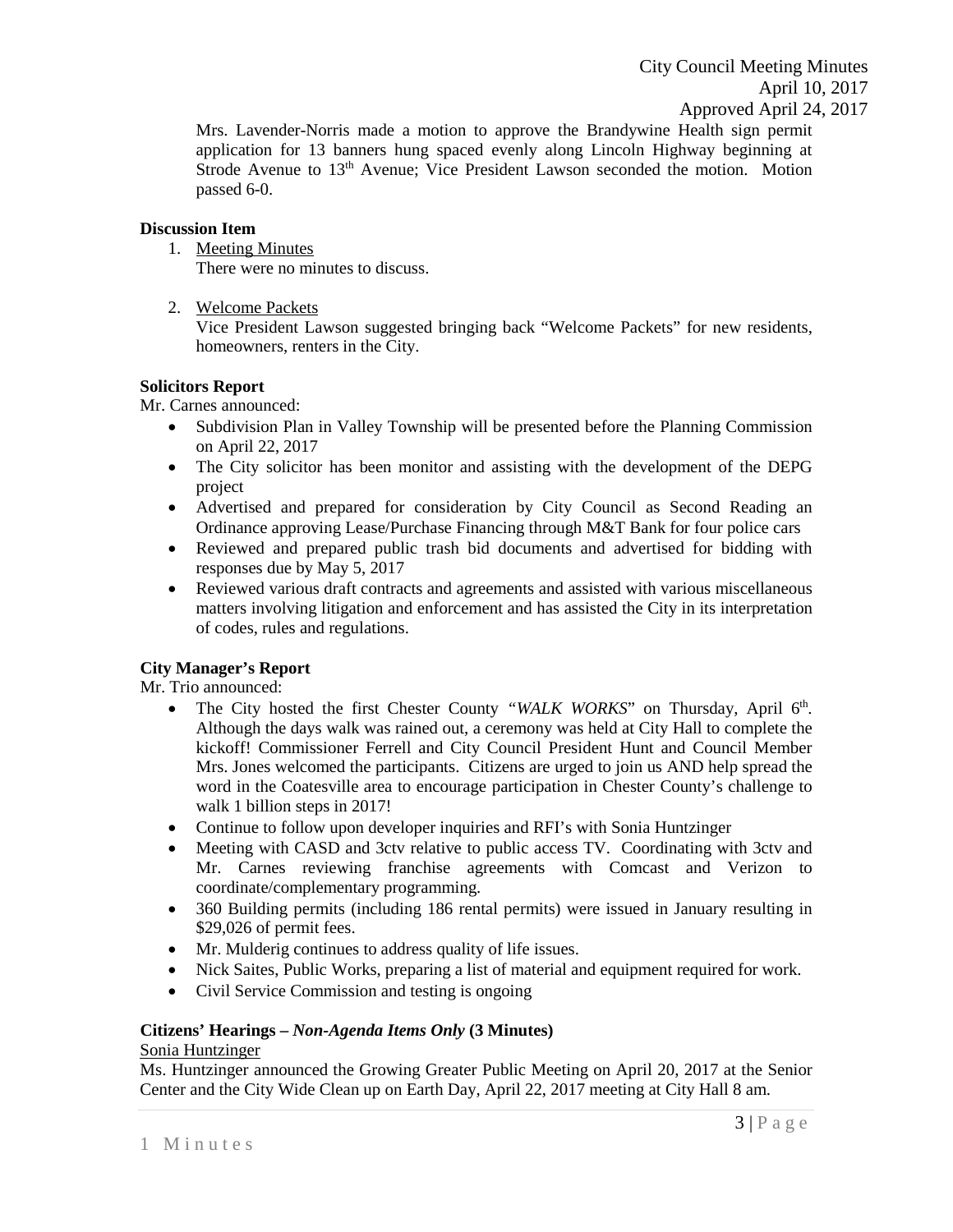Mrs. Lavender-Norris made a motion to approve the Brandywine Health sign permit application for 13 banners hung spaced evenly along Lincoln Highway beginning at Strode Avenue to 13th Avenue; Vice President Lawson seconded the motion. Motion passed 6-0.

**Discussion Item**

1. Meeting Minutes
   There were no minutes to discuss.

2. Welcome Packets
   Vice President Lawson suggested bringing back "Welcome Packets" for new residents, homeowners, renters in the City.

**Solicitors Report**

Mr. Carnes announced:

- Subdivision Plan in Valley Township will be presented before the Planning Commission on April 22, 2017
- The City solicitor has been monitor and assisting with the development of the DEPG project
- Advertised and prepared for consideration by City Council as Second Reading an Ordinance approving Lease/Purchase Financing through M&T Bank for four police cars
- Reviewed and prepared public trash bid documents and advertised for bidding with responses due by May 5, 2017
- Reviewed various draft contracts and agreements and assisted with various miscellaneous matters involving litigation and enforcement and has assisted the City in its interpretation of codes, rules and regulations.

**City Manager's Report**

Mr. Trio announced:

- The City hosted the first Chester County "*WALK WORKS*" on Thursday, April 6th. Although the days walk was rained out, a ceremony was held at City Hall to complete the kickoff! Commissioner Ferrell and City Council President Hunt and Council Member Mrs. Jones welcomed the participants. Citizens are urged to join us AND help spread the word in the Coatesville area to encourage participation in Chester County's challenge to walk 1 billion steps in 2017!
- Continue to follow upon developer inquiries and RFI's with Sonia Huntzinger
- Meeting with CASD and 3ctv relative to public access TV. Coordinating with 3ctv and Mr. Carnes reviewing franchise agreements with Comcast and Verizon to coordinate/complementary programming.
- 360 Building permits (including 186 rental permits) were issued in January resulting in \$29,026 of permit fees.
- Mr. Mulderig continues to address quality of life issues.
- Nick Saites, Public Works, preparing a list of material and equipment required for work.
- Civil Service Commission and testing is ongoing

**Citizens' Hearings – *Non-Agenda Items Only* (3 Minutes)**

Sonia Huntzinger

Ms. Huntzinger announced the Growing Greater Public Meeting on April 20, 2017 at the Senior Center and the City Wide Clean up on Earth Day, April 22, 2017 meeting at City Hall 8 am.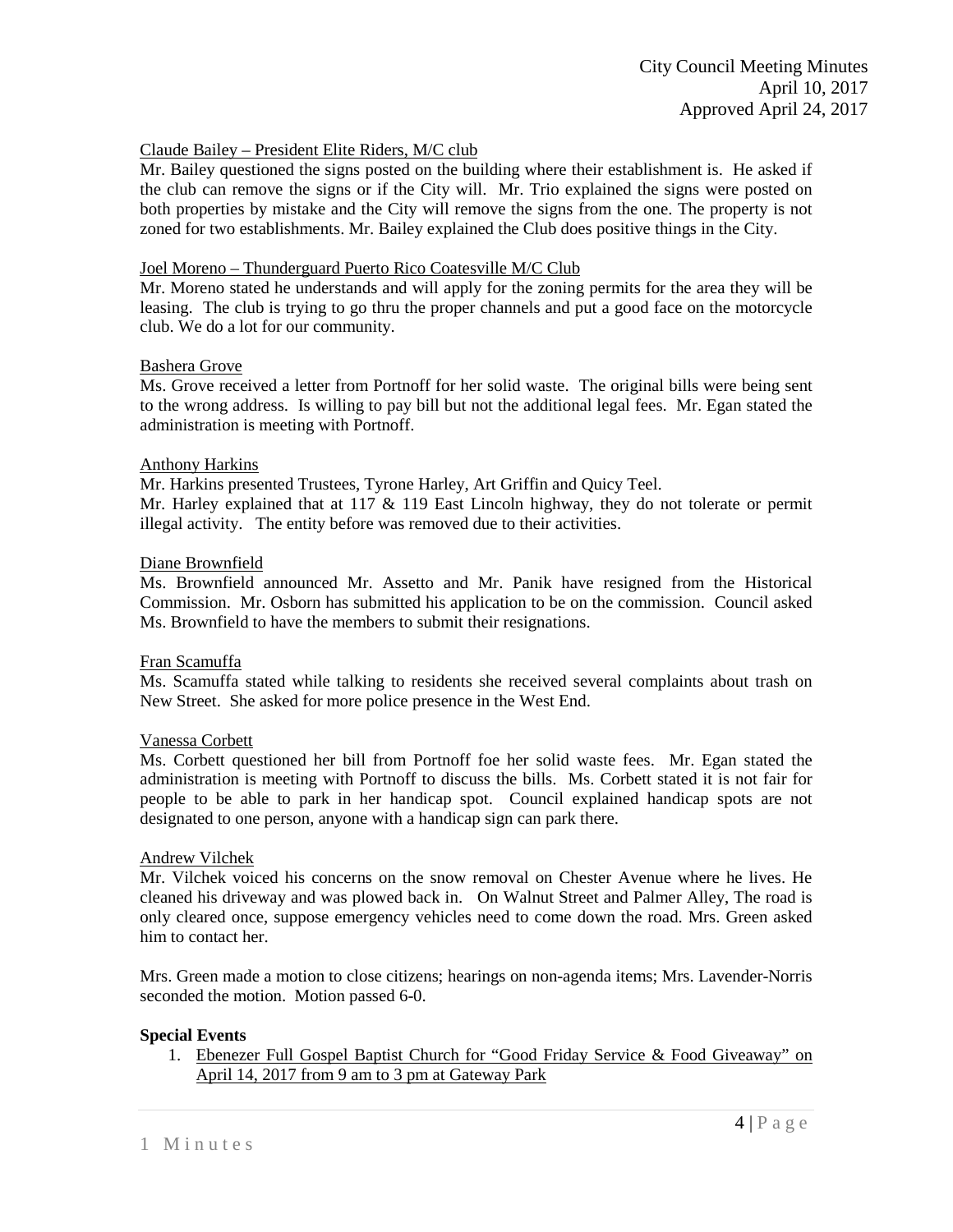Claude Bailey – President Elite Riders, M/C club

Mr. Bailey questioned the signs posted on the building where their establishment is. He asked if the club can remove the signs or if the City will. Mr. Trio explained the signs were posted on both properties by mistake and the City will remove the signs from the one. The property is not zoned for two establishments. Mr. Bailey explained the Club does positive things in the City.

Joel Moreno – Thunderguard Puerto Rico Coatesville M/C Club

Mr. Moreno stated he understands and will apply for the zoning permits for the area they will be leasing. The club is trying to go thru the proper channels and put a good face on the motorcycle club. We do a lot for our community.

Bashera Grove

Ms. Grove received a letter from Portnoff for her solid waste. The original bills were being sent to the wrong address. Is willing to pay bill but not the additional legal fees. Mr. Egan stated the administration is meeting with Portnoff.

Anthony Harkins

Mr. Harkins presented Trustees, Tyrone Harley, Art Griffin and Quicy Teel.
Mr. Harley explained that at 117 & 119 East Lincoln highway, they do not tolerate or permit illegal activity. The entity before was removed due to their activities.

Diane Brownfield

Ms. Brownfield announced Mr. Assetto and Mr. Panik have resigned from the Historical Commission. Mr. Osborn has submitted his application to be on the commission. Council asked Ms. Brownfield to have the members to submit their resignations.

Fran Scamuffa

Ms. Scamuffa stated while talking to residents she received several complaints about trash on New Street. She asked for more police presence in the West End.

Vanessa Corbett

Ms. Corbett questioned her bill from Portnoff foe her solid waste fees. Mr. Egan stated the administration is meeting with Portnoff to discuss the bills. Ms. Corbett stated it is not fair for people to be able to park in her handicap spot. Council explained handicap spots are not designated to one person, anyone with a handicap sign can park there.

Andrew Vilchek

Mr. Vilchek voiced his concerns on the snow removal on Chester Avenue where he lives. He cleaned his driveway and was plowed back in. On Walnut Street and Palmer Alley, The road is only cleared once, suppose emergency vehicles need to come down the road. Mrs. Green asked him to contact her.

Mrs. Green made a motion to close citizens; hearings on non-agenda items; Mrs. Lavender-Norris seconded the motion. Motion passed 6-0.

**Special Events**

1. Ebenezer Full Gospel Baptist Church for "Good Friday Service & Food Giveaway" on April 14, 2017 from 9 am to 3 pm at Gateway Park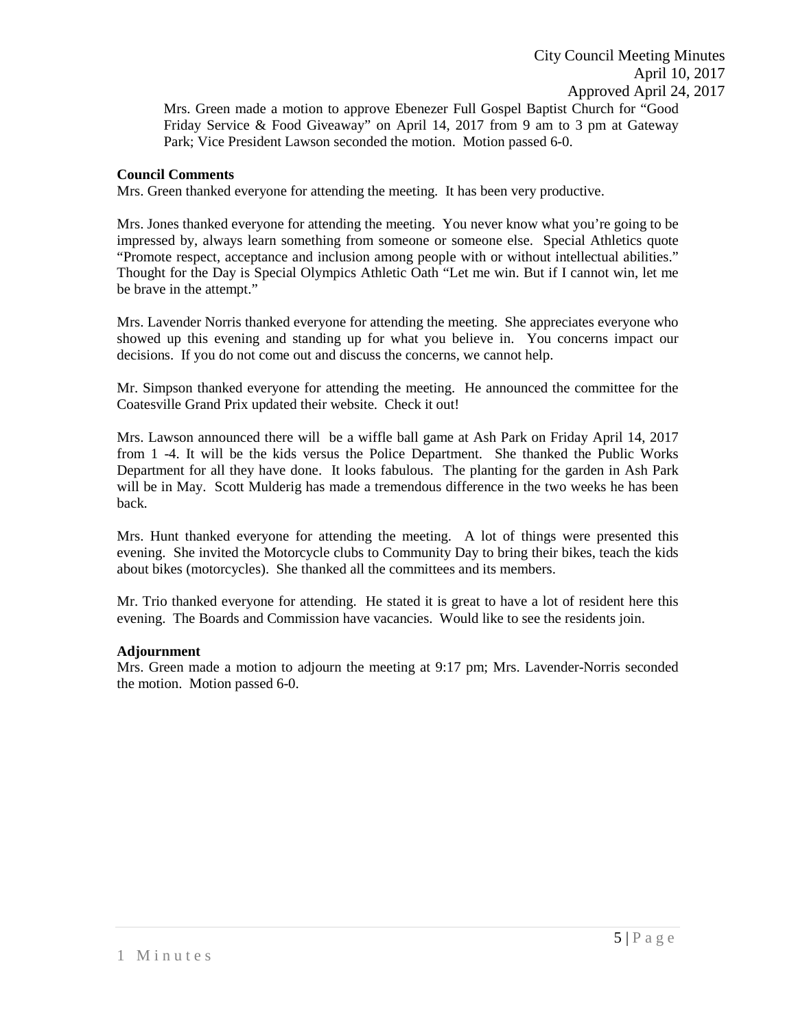Mrs. Green made a motion to approve Ebenezer Full Gospel Baptist Church for "Good Friday Service & Food Giveaway" on April 14, 2017 from 9 am to 3 pm at Gateway Park; Vice President Lawson seconded the motion. Motion passed 6-0.

**Council Comments**

Mrs. Green thanked everyone for attending the meeting. It has been very productive.

Mrs. Jones thanked everyone for attending the meeting. You never know what you're going to be impressed by, always learn something from someone or someone else. Special Athletics quote "Promote respect, acceptance and inclusion among people with or without intellectual abilities." Thought for the Day is Special Olympics Athletic Oath "Let me win. But if I cannot win, let me be brave in the attempt."

Mrs. Lavender Norris thanked everyone for attending the meeting. She appreciates everyone who showed up this evening and standing up for what you believe in. You concerns impact our decisions. If you do not come out and discuss the concerns, we cannot help.

Mr. Simpson thanked everyone for attending the meeting. He announced the committee for the Coatesville Grand Prix updated their website. Check it out!

Mrs. Lawson announced there will be a wiffle ball game at Ash Park on Friday April 14, 2017 from 1 -4. It will be the kids versus the Police Department. She thanked the Public Works Department for all they have done. It looks fabulous. The planting for the garden in Ash Park will be in May. Scott Mulderig has made a tremendous difference in the two weeks he has been back.

Mrs. Hunt thanked everyone for attending the meeting. A lot of things were presented this evening. She invited the Motorcycle clubs to Community Day to bring their bikes, teach the kids about bikes (motorcycles). She thanked all the committees and its members.

Mr. Trio thanked everyone for attending. He stated it is great to have a lot of resident here this evening. The Boards and Commission have vacancies. Would like to see the residents join.

**Adjournment**

Mrs. Green made a motion to adjourn the meeting at 9:17 pm; Mrs. Lavender-Norris seconded the motion. Motion passed 6-0.